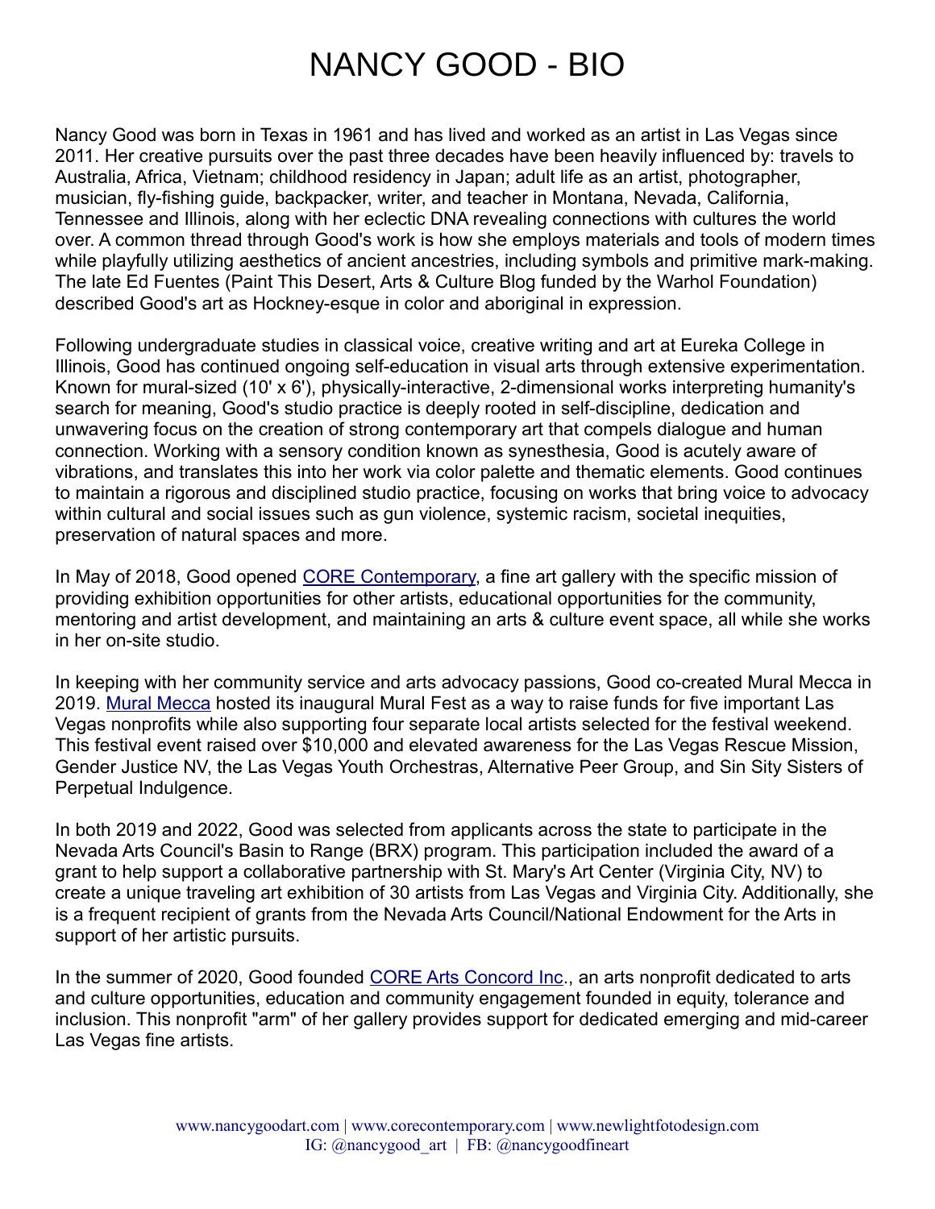# NANCY GOOD - BIO

Nancy Good was born in Texas in 1961 and has lived and worked as an artist in Las Vegas since 2011. Her creative pursuits over the past three decades have been heavily influenced by: travels to Australia, Africa, Vietnam; childhood residency in Japan; adult life as an artist, photographer, musician, fly-fishing guide, backpacker, writer, and teacher in Montana, Nevada, California, Tennessee and Illinois, along with her eclectic DNA revealing connections with cultures the world over. A common thread through Good's work is how she employs materials and tools of modern times while playfully utilizing aesthetics of ancient ancestries, including symbols and primitive mark-making. The late Ed Fuentes (Paint This Desert, Arts & Culture Blog funded by the Warhol Foundation) described Good's art as Hockney-esque in color and aboriginal in expression.

Following undergraduate studies in classical voice, creative writing and art at Eureka College in Illinois, Good has continued ongoing self-education in visual arts through extensive experimentation. Known for mural-sized (10' x 6'), physically-interactive, 2-dimensional works interpreting humanity's search for meaning, Good's studio practice is deeply rooted in self-discipline, dedication and unwavering focus on the creation of strong contemporary art that compels dialogue and human connection. Working with a sensory condition known as synesthesia, Good is acutely aware of vibrations, and translates this into her work via color palette and thematic elements. Good continues to maintain a rigorous and disciplined studio practice, focusing on works that bring voice to advocacy within cultural and social issues such as gun violence, systemic racism, societal inequities, preservation of natural spaces and more.

In May of 2018, Good opened [CORE Contemporary](), a fine art gallery with the specific mission of providing exhibition opportunities for other artists, educational opportunities for the community, mentoring and artist development, and maintaining an arts & culture event space, all while she works in her on-site studio.

In keeping with her community service and arts advocacy passions, Good co-created Mural Mecca in 2019. [Mural Mecca]() hosted its inaugural Mural Fest as a way to raise funds for five important Las Vegas nonprofits while also supporting four separate local artists selected for the festival weekend. This festival event raised over $10,000 and elevated awareness for the Las Vegas Rescue Mission, Gender Justice NV, the Las Vegas Youth Orchestras, Alternative Peer Group, and Sin Sity Sisters of Perpetual Indulgence.

In both 2019 and 2022, Good was selected from applicants across the state to participate in the Nevada Arts Council's Basin to Range (BRX) program. This participation included the award of a grant to help support a collaborative partnership with St. Mary's Art Center (Virginia City, NV) to create a unique traveling art exhibition of 30 artists from Las Vegas and Virginia City. Additionally, she is a frequent recipient of grants from the Nevada Arts Council/National Endowment for the Arts in support of her artistic pursuits.

In the summer of 2020, Good founded [CORE Arts Concord Inc](). , an arts nonprofit dedicated to arts and culture opportunities, education and community engagement founded in equity, tolerance and inclusion. This nonprofit "arm" of her gallery provides support for dedicated emerging and mid-career Las Vegas fine artists.

www.nancygoodart.com | www.corecontemporary.com | www.newlightfotodesign.com
IG: @nancygood_art | FB: @nancygoodfineart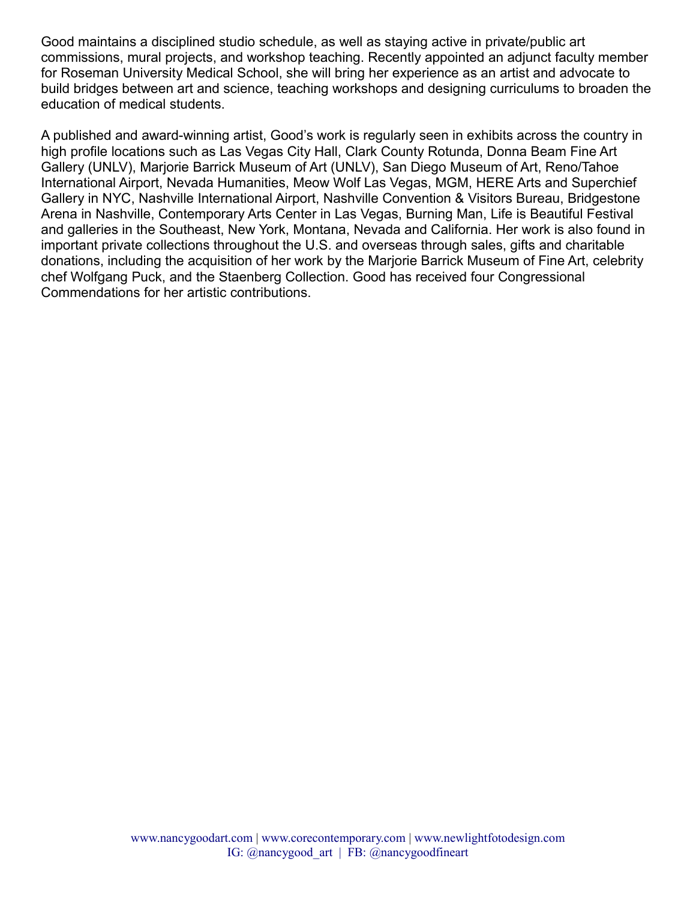Good maintains a disciplined studio schedule, as well as staying active in private/public art commissions, mural projects, and workshop teaching. Recently appointed an adjunct faculty member for Roseman University Medical School, she will bring her experience as an artist and advocate to build bridges between art and science, teaching workshops and designing curriculums to broaden the education of medical students.

A published and award-winning artist, Good's work is regularly seen in exhibits across the country in high profile locations such as Las Vegas City Hall, Clark County Rotunda, Donna Beam Fine Art Gallery (UNLV), Marjorie Barrick Museum of Art (UNLV), San Diego Museum of Art, Reno/Tahoe International Airport, Nevada Humanities, Meow Wolf Las Vegas, MGM, HERE Arts and Superchief Gallery in NYC, Nashville International Airport, Nashville Convention & Visitors Bureau, Bridgestone Arena in Nashville, Contemporary Arts Center in Las Vegas, Burning Man, Life is Beautiful Festival and galleries in the Southeast, New York, Montana, Nevada and California. Her work is also found in important private collections throughout the U.S. and overseas through sales, gifts and charitable donations, including the acquisition of her work by the Marjorie Barrick Museum of Fine Art, celebrity chef Wolfgang Puck, and the Staenberg Collection. Good has received four Congressional Commendations for her artistic contributions.

www.nancygoodart.com | www.corecontemporary.com | www.newlightfotodesign.com
IG: @nancygood_art | FB: @nancygoodfineart